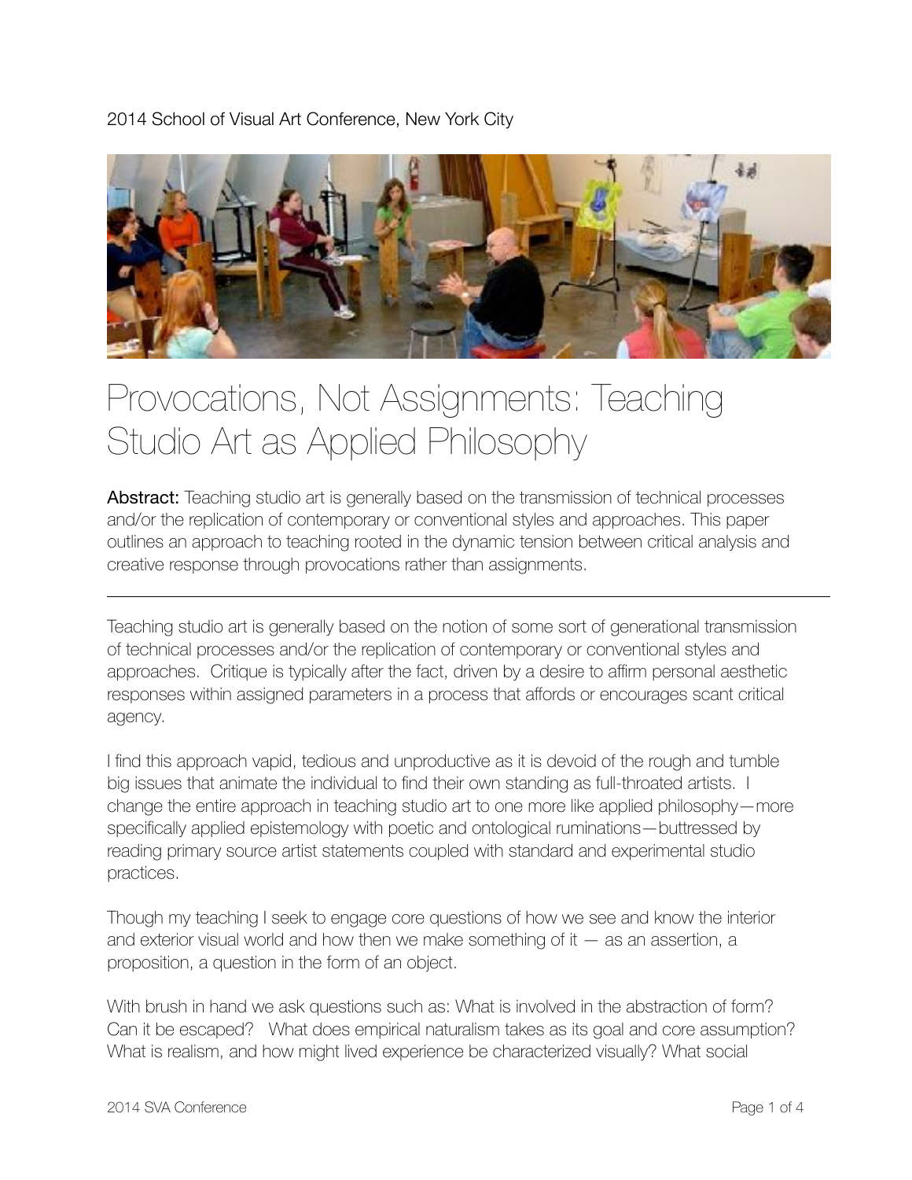2014 School of Visual Art Conference, New York City

# Provocations, Not Assignments: Teaching Studio Art as Applied Philosophy

**Abstract:** Teaching studio art is generally based on the transmission of technical processes and/or the replication of contemporary or conventional styles and approaches. This paper outlines an approach to teaching rooted in the dynamic tension between critical analysis and creative response through provocations rather than assignments.

---

Teaching studio art is generally based on the notion of some sort of generational transmission of technical processes and/or the replication of contemporary or conventional styles and approaches. Critique is typically after the fact, driven by a desire to affirm personal aesthetic responses within assigned parameters in a process that affords or encourages scant critical agency.

I find this approach vapid, tedious and unproductive as it is devoid of the rough and tumble big issues that animate the individual to find their own standing as full-throated artists. I change the entire approach in teaching studio art to one more like applied philosophy—more specifically applied epistemology with poetic and ontological ruminations—buttressed by reading primary source artist statements coupled with standard and experimental studio practices.

Though my teaching I seek to engage core questions of how we see and know the interior and exterior visual world and how then we make something of it — as an assertion, a proposition, a question in the form of an object.

With brush in hand we ask questions such as: What is involved in the abstraction of form? Can it be escaped? What does empirical naturalism takes as its goal and core assumption? What is realism, and how might lived experience be characterized visually? What social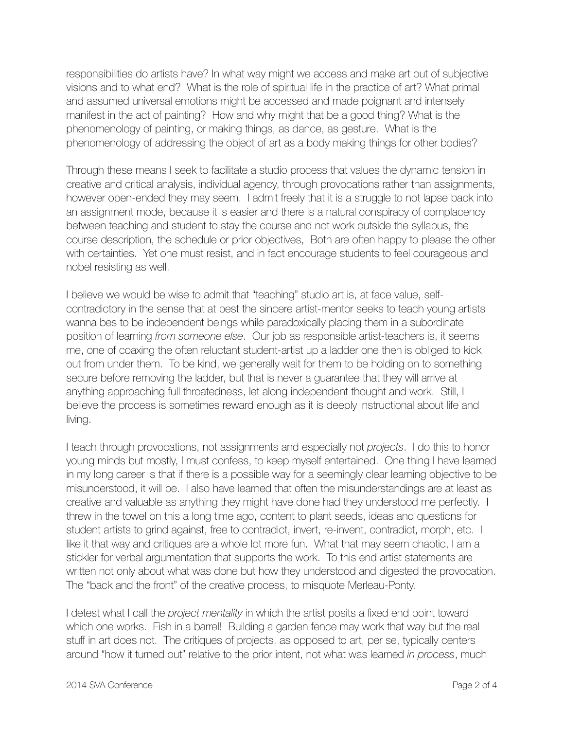responsibilities do artists have? In what way might we access and make art out of subjective visions and to what end? What is the role of spiritual life in the practice of art? What primal and assumed universal emotions might be accessed and made poignant and intensely manifest in the act of painting? How and why might that be a good thing? What is the phenomenology of painting, or making things, as dance, as gesture. What is the phenomenology of addressing the object of art as a body making things for other bodies?

Through these means I seek to facilitate a studio process that values the dynamic tension in creative and critical analysis, individual agency, through provocations rather than assignments, however open-ended they may seem. I admit freely that it is a struggle to not lapse back into an assignment mode, because it is easier and there is a natural conspiracy of complacency between teaching and student to stay the course and not work outside the syllabus, the course description, the schedule or prior objectives, Both are often happy to please the other with certainties. Yet one must resist, and in fact encourage students to feel courageous and nobel resisting as well.

I believe we would be wise to admit that "teaching" studio art is, at face value, self-contradictory in the sense that at best the sincere artist-mentor seeks to teach young artists wanna bes to be independent beings while paradoxically placing them in a subordinate position of learning *from someone else*. Our job as responsible artist-teachers is, it seems me, one of coaxing the often reluctant student-artist up a ladder one then is obliged to kick out from under them. To be kind, we generally wait for them to be holding on to something secure before removing the ladder, but that is never a guarantee that they will arrive at anything approaching full throatedness, let along independent thought and work. Still, I believe the process is sometimes reward enough as it is deeply instructional about life and living.

I teach through provocations, not assignments and especially not *projects*. I do this to honor young minds but mostly, I must confess, to keep myself entertained. One thing I have learned in my long career is that if there is a possible way for a seemingly clear learning objective to be misunderstood, it will be. I also have learned that often the misunderstandings are at least as creative and valuable as anything they might have done had they understood me perfectly. I threw in the towel on this a long time ago, content to plant seeds, ideas and questions for student artists to grind against, free to contradict, invert, re-invent, contradict, morph, etc. I like it that way and critiques are a whole lot more fun. What that may seem chaotic, I am a stickler for verbal argumentation that supports the work. To this end artist statements are written not only about what was done but how they understood and digested the provocation. The "back and the front" of the creative process, to misquote Merleau-Ponty.

I detest what I call the *project mentality* in which the artist posits a fixed end point toward which one works. Fish in a barrel! Building a garden fence may work that way but the real stuff in art does not. The critiques of projects, as opposed to art, per se, typically centers around "how it turned out" relative to the prior intent, not what was learned *in process*, much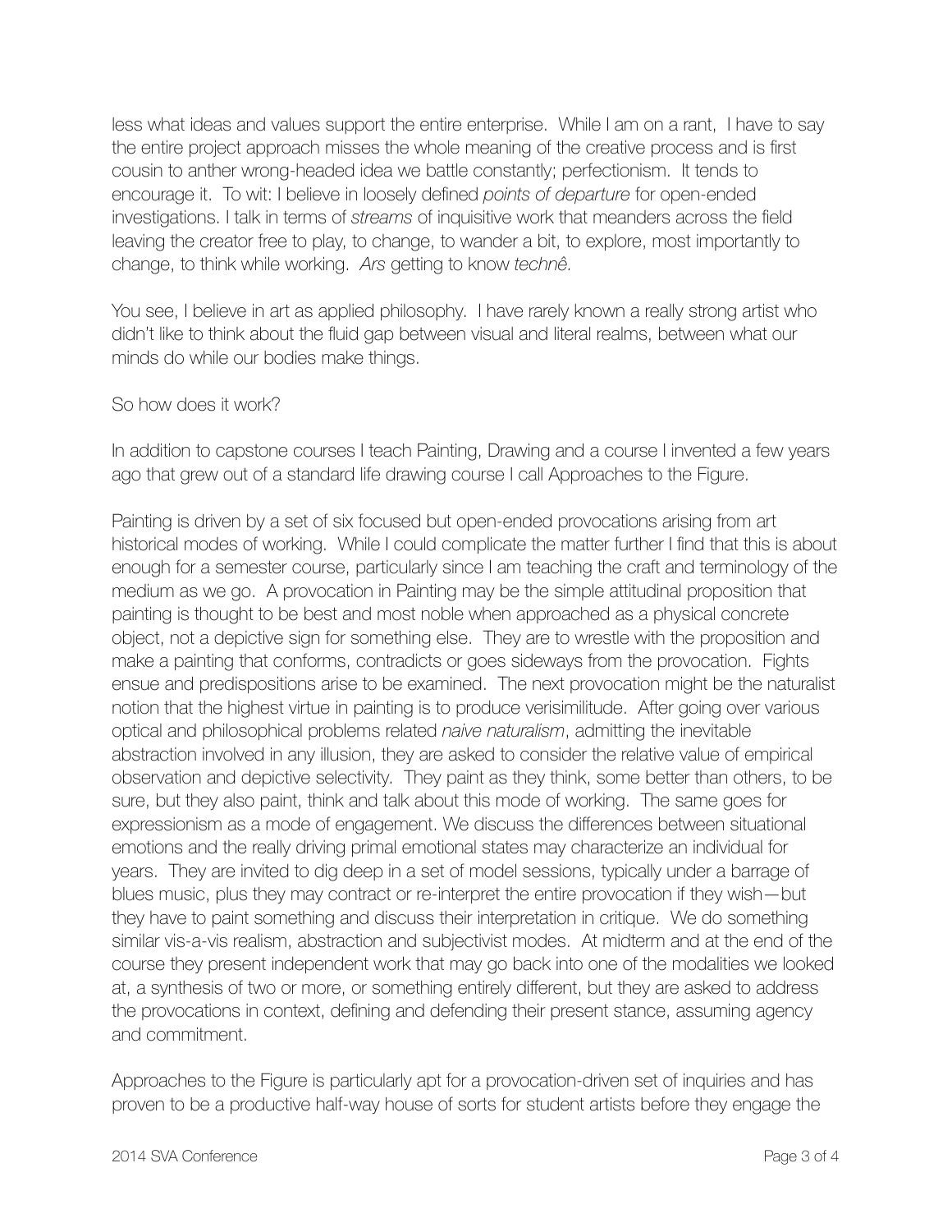less what ideas and values support the entire enterprise. While I am on a rant, I have to say the entire project approach misses the whole meaning of the creative process and is first cousin to anther wrong-headed idea we battle constantly; perfectionism. It tends to encourage it. To wit: I believe in loosely defined *points of departure* for open-ended investigations. I talk in terms of *streams* of inquisitive work that meanders across the field leaving the creator free to play, to change, to wander a bit, to explore, most importantly to change, to think while working. *Ars* getting to know *technê.*

You see, I believe in art as applied philosophy. I have rarely known a really strong artist who didn't like to think about the fluid gap between visual and literal realms, between what our minds do while our bodies make things.

So how does it work?

In addition to capstone courses I teach Painting, Drawing and a course I invented a few years ago that grew out of a standard life drawing course I call Approaches to the Figure.

Painting is driven by a set of six focused but open-ended provocations arising from art historical modes of working. While I could complicate the matter further I find that this is about enough for a semester course, particularly since I am teaching the craft and terminology of the medium as we go. A provocation in Painting may be the simple attitudinal proposition that painting is thought to be best and most noble when approached as a physical concrete object, not a depictive sign for something else. They are to wrestle with the proposition and make a painting that conforms, contradicts or goes sideways from the provocation. Fights ensue and predispositions arise to be examined. The next provocation might be the naturalist notion that the highest virtue in painting is to produce verisimilitude. After going over various optical and philosophical problems related *naive naturalism*, admitting the inevitable abstraction involved in any illusion, they are asked to consider the relative value of empirical observation and depictive selectivity. They paint as they think, some better than others, to be sure, but they also paint, think and talk about this mode of working. The same goes for expressionism as a mode of engagement. We discuss the differences between situational emotions and the really driving primal emotional states may characterize an individual for years. They are invited to dig deep in a set of model sessions, typically under a barrage of blues music, plus they may contract or re-interpret the entire provocation if they wish—but they have to paint something and discuss their interpretation in critique. We do something similar vis-a-vis realism, abstraction and subjectivist modes. At midterm and at the end of the course they present independent work that may go back into one of the modalities we looked at, a synthesis of two or more, or something entirely different, but they are asked to address the provocations in context, defining and defending their present stance, assuming agency and commitment.

Approaches to the Figure is particularly apt for a provocation-driven set of inquiries and has proven to be a productive half-way house of sorts for student artists before they engage the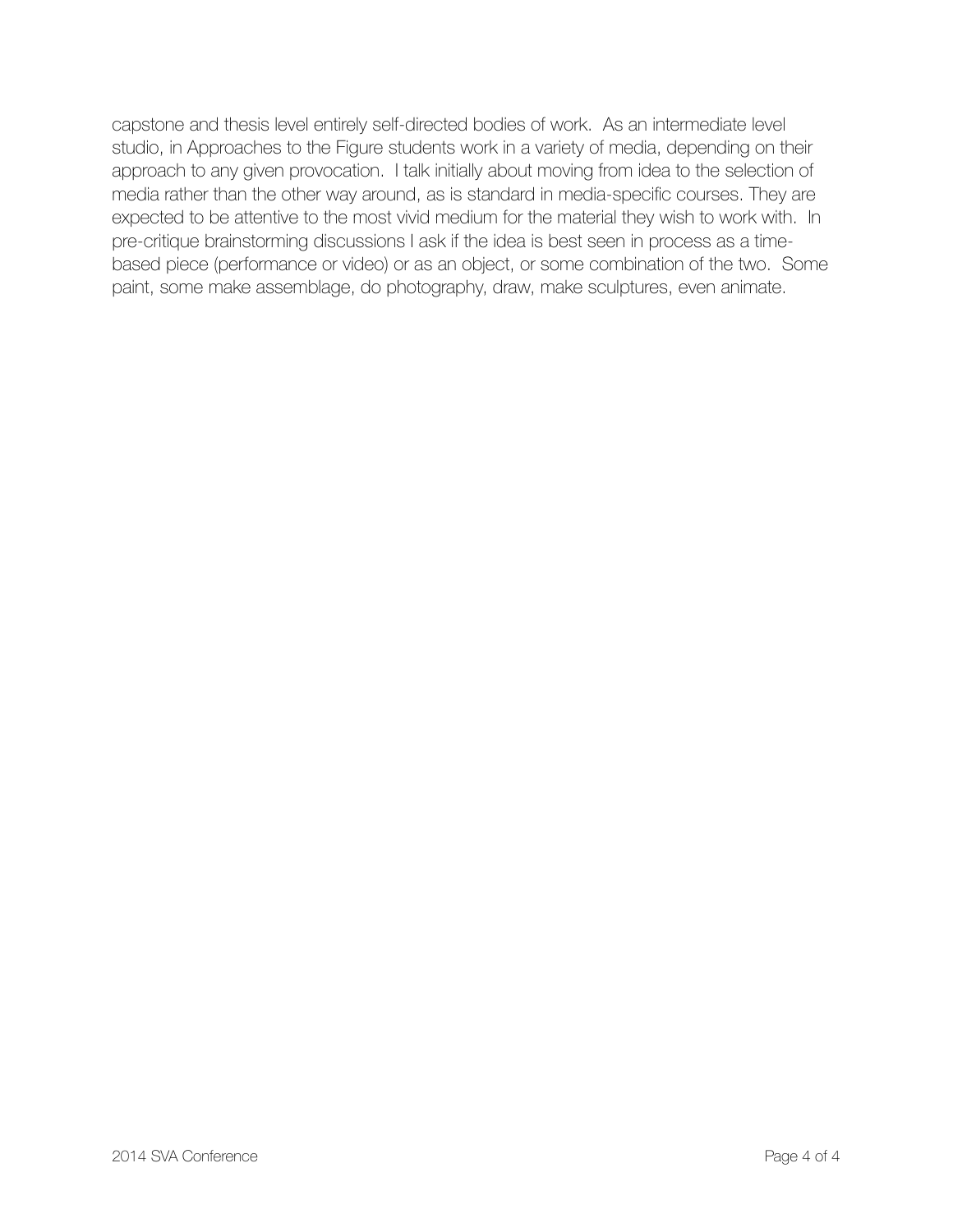capstone and thesis level entirely self-directed bodies of work. As an intermediate level studio, in Approaches to the Figure students work in a variety of media, depending on their approach to any given provocation. I talk initially about moving from idea to the selection of media rather than the other way around, as is standard in media-specific courses. They are expected to be attentive to the most vivid medium for the material they wish to work with. In pre-critique brainstorming discussions I ask if the idea is best seen in process as a time-based piece (performance or video) or as an object, or some combination of the two. Some paint, some make assemblage, do photography, draw, make sculptures, even animate.